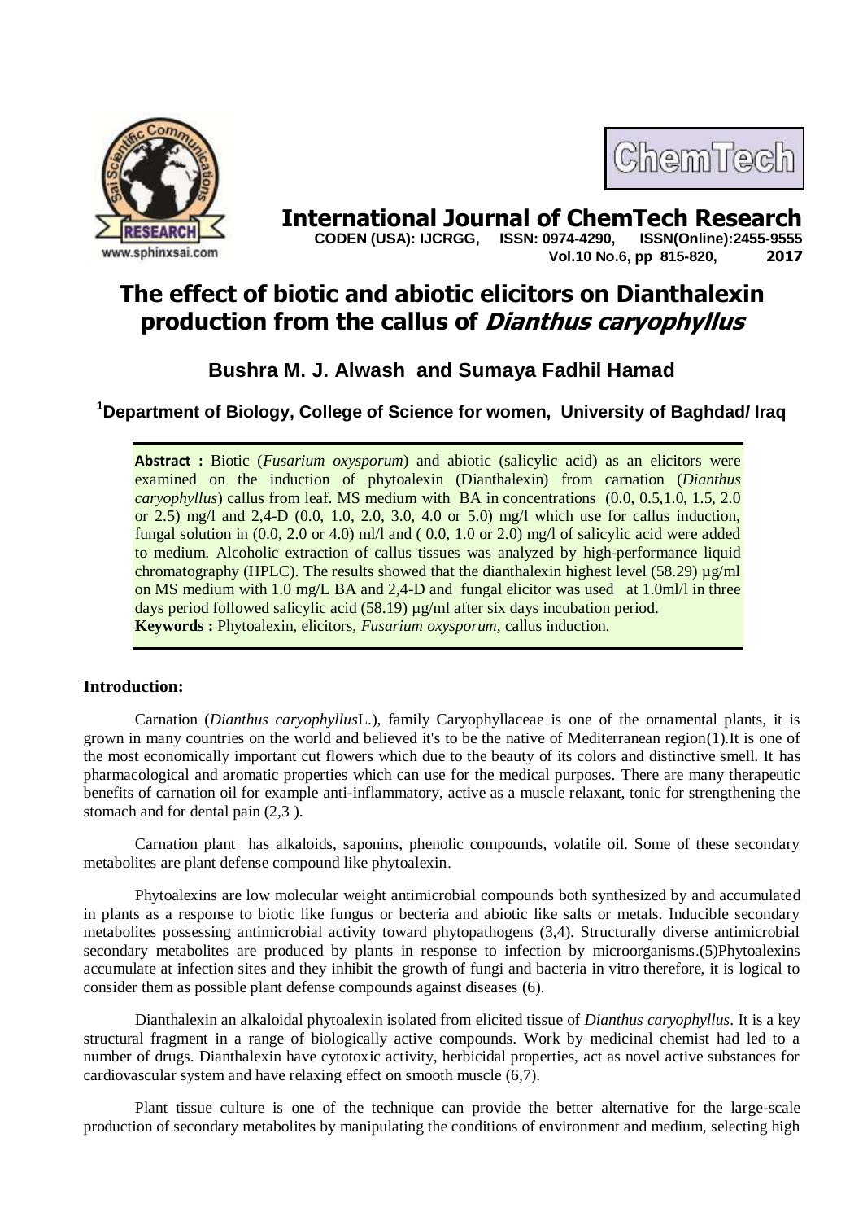# The effect of biotic and abiotic elicitors on Dianthalexin production from the callus of *Dianthus caryophyllus*

**Bushra M. J. Alwash and Sumaya Fadhil Hamad**

**[1]Department of Biology, College of Science for women, University of Baghdad/ Iraq**

**Abstract :** Biotic (*Fusarium oxysporum*) and abiotic (salicylic acid) as an elicitors were examined on the induction of phytoalexin (Dianthalexin) from carnation (*Dianthus caryophyllus*) callus from leaf. MS medium with BA in concentrations (0.0, 0.5,1.0, 1.5, 2.0 or 2.5) mg/l and 2,4-D (0.0, 1.0, 2.0, 3.0, 4.0 or 5.0) mg/l which use for callus induction, fungal solution in (0.0, 2.0 or 4.0) ml/l and ( 0.0, 1.0 or 2.0) mg/l of salicylic acid were added to medium. Alcoholic extraction of callus tissues was analyzed by high-performance liquid chromatography (HPLC). The results showed that the dianthalexin highest level (58.29) µg/ml on MS medium with 1.0 mg/L BA and 2,4-D and fungal elicitor was used at 1.0ml/l in three days period followed salicylic acid (58.19) µg/ml after six days incubation period.

**Keywords :** Phytoalexin, elicitors, *Fusarium oxysporum*, callus induction.

## Introduction:

Carnation (*Dianthus caryophyllus*L.), family Caryophyllaceae is one of the ornamental plants, it is grown in many countries on the world and believed it's to be the native of Mediterranean region(1).It is one of the most economically important cut flowers which due to the beauty of its colors and distinctive smell. It has pharmacological and aromatic properties which can use for the medical purposes. There are many therapeutic benefits of carnation oil for example anti-inflammatory, active as a muscle relaxant, tonic for strengthening the stomach and for dental pain (2,3 ).

Carnation plant has alkaloids, saponins, phenolic compounds, volatile oil. Some of these secondary metabolites are plant defense compound like phytoalexin.

Phytoalexins are low molecular weight antimicrobial compounds both synthesized by and accumulated in plants as a response to biotic like fungus or becteria and abiotic like salts or metals. Inducible secondary metabolites possessing antimicrobial activity toward phytopathogens (3,4). Structurally diverse antimicrobial secondary metabolites are produced by plants in response to infection by microorganisms.(5)Phytoalexins accumulate at infection sites and they inhibit the growth of fungi and bacteria in vitro therefore, it is logical to consider them as possible plant defense compounds against diseases (6).

Dianthalexin an alkaloidal phytoalexin isolated from elicited tissue of *Dianthus caryophyllus*. It is a key structural fragment in a range of biologically active compounds. Work by medicinal chemist had led to a number of drugs. Dianthalexin have cytotoxic activity, herbicidal properties, act as novel active substances for cardiovascular system and have relaxing effect on smooth muscle (6,7).

Plant tissue culture is one of the technique can provide the better alternative for the large-scale production of secondary metabolites by manipulating the conditions of environment and medium, selecting high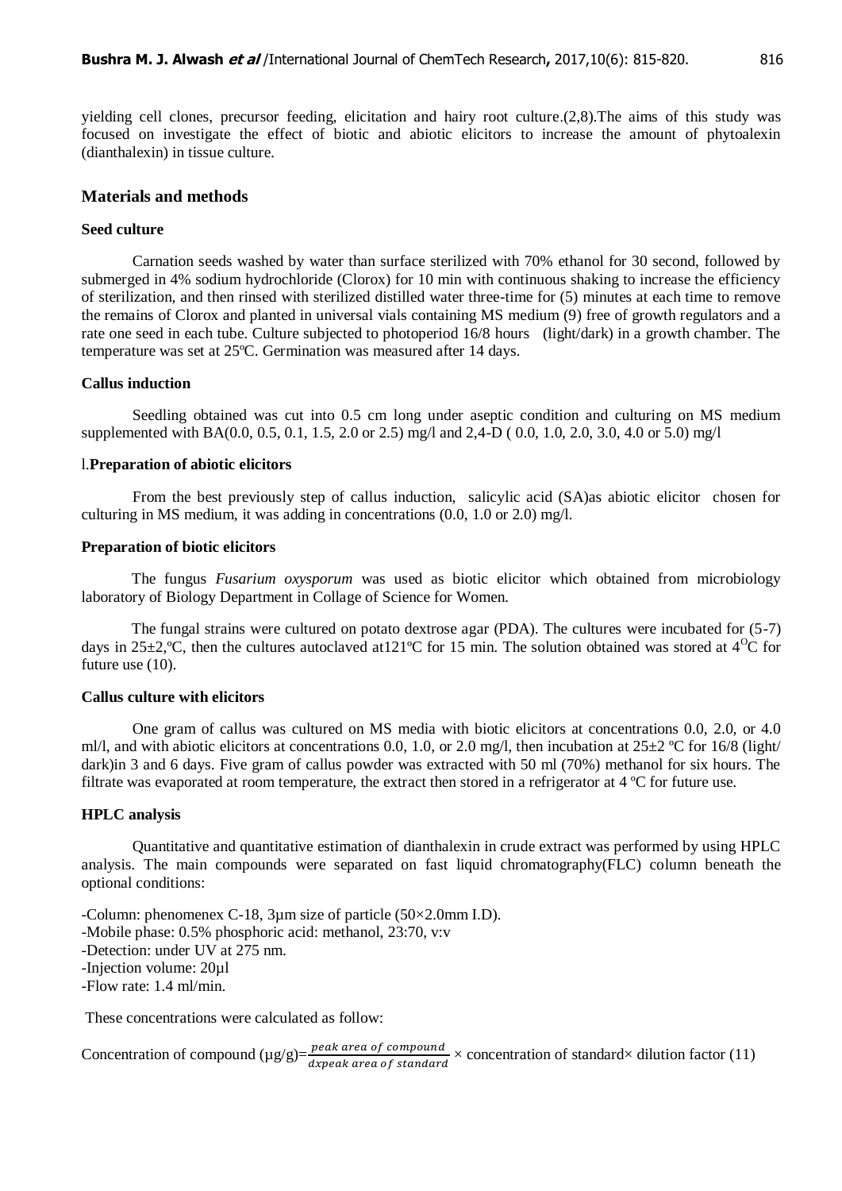yielding cell clones, precursor feeding, elicitation and hairy root culture.(2,8).The aims of this study was focused on investigate the effect of biotic and abiotic elicitors to increase the amount of phytoalexin (dianthalexin) in tissue culture.

## Materials and methods

### Seed culture

Carnation seeds washed by water than surface sterilized with 70% ethanol for 30 second, followed by submerged in 4% sodium hydrochloride (Clorox) for 10 min with continuous shaking to increase the efficiency of sterilization, and then rinsed with sterilized distilled water three-time for (5) minutes at each time to remove the remains of Clorox and planted in universal vials containing MS medium (9) free of growth regulators and a rate one seed in each tube. Culture subjected to photoperiod 16/8 hours (light/dark) in a growth chamber. The temperature was set at 25ºC. Germination was measured after 14 days.

### Callus induction

Seedling obtained was cut into 0.5 cm long under aseptic condition and culturing on MS medium supplemented with BA(0.0, 0.5, 0.1, 1.5, 2.0 or 2.5) mg/l and 2,4-D ( 0.0, 1.0, 2.0, 3.0, 4.0 or 5.0) mg/l

### l.Preparation of abiotic elicitors

From the best previously step of callus induction, salicylic acid (SA)as abiotic elicitor chosen for culturing in MS medium, it was adding in concentrations (0.0, 1.0 or 2.0) mg/l.

### Preparation of biotic elicitors

The fungus *Fusarium oxysporum* was used as biotic elicitor which obtained from microbiology laboratory of Biology Department in Collage of Science for Women.

The fungal strains were cultured on potato dextrose agar (PDA). The cultures were incubated for (5-7) days in 25±2,ºC, then the cultures autoclaved at121ºC for 15 min. The solution obtained was stored at $4^{O}C$ for future use (10).

### Callus culture with elicitors

One gram of callus was cultured on MS media with biotic elicitors at concentrations 0.0, 2.0, or 4.0 ml/l, and with abiotic elicitors at concentrations 0.0, 1.0, or 2.0 mg/l, then incubation at 25±2 ºC for 16/8 (light/ dark)in 3 and 6 days. Five gram of callus powder was extracted with 50 ml (70%) methanol for six hours. The filtrate was evaporated at room temperature, the extract then stored in a refrigerator at 4 ºC for future use.

### HPLC analysis

Quantitative and quantitative estimation of dianthalexin in crude extract was performed by using HPLC analysis. The main compounds were separated on fast liquid chromatography(FLC) column beneath the optional conditions:

-Column: phenomenex C-18, 3µm size of particle (50×2.0mm I.D).
-Mobile phase: 0.5% phosphoric acid: methanol, 23:70, v:v
-Detection: under UV at 275 nm.
-Injection volume: 20µl
-Flow rate: 1.4 ml/min.

These concentrations were calculated as follow:

Concentration of compound (µg/g)= $\frac{peak\ area\ of\ compound}{dxpeak\ area\ of\ standard}$ × concentration of standard× dilution factor (11)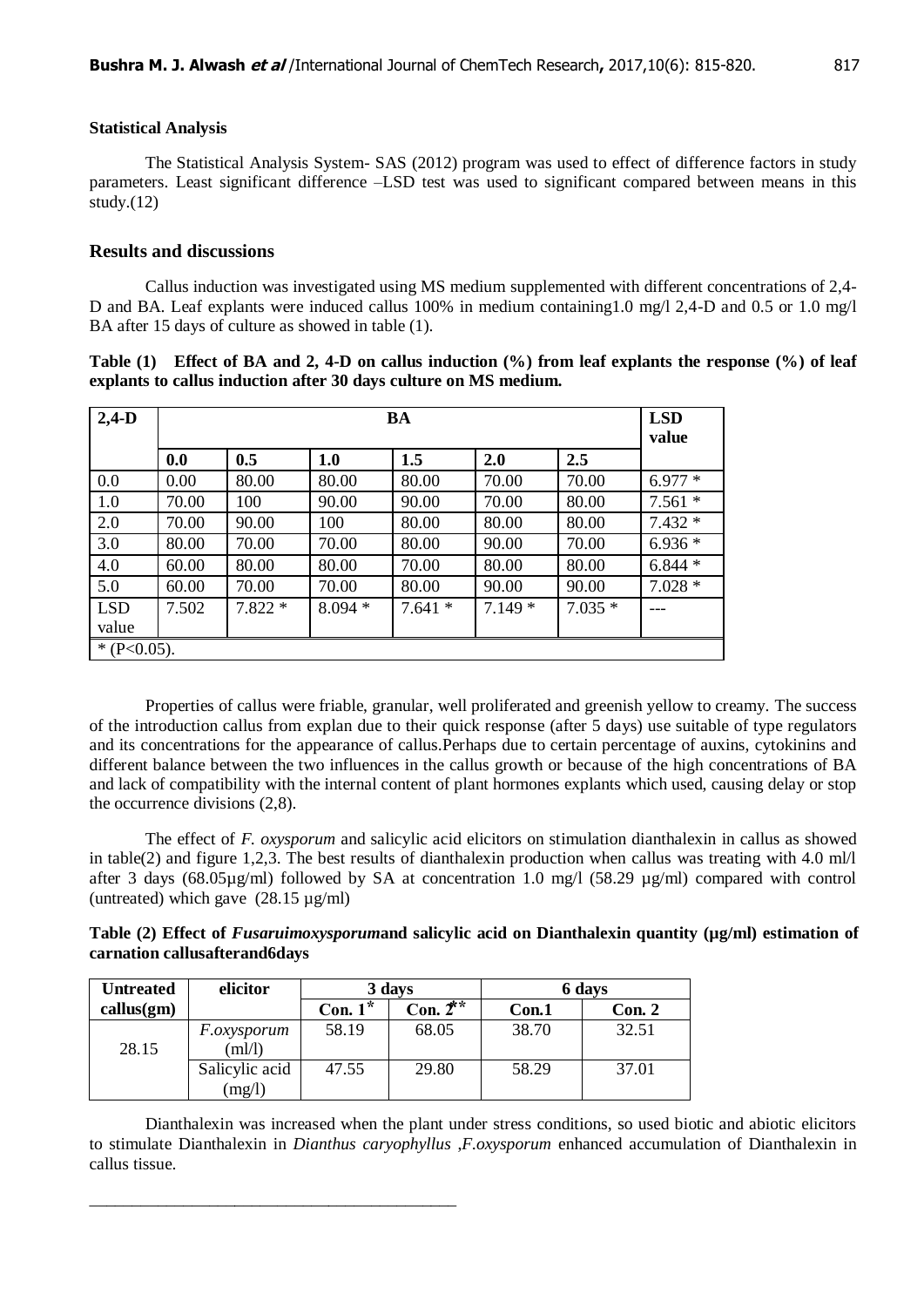**Statistical Analysis**

The Statistical Analysis System- SAS (2012) program was used to effect of difference factors in study parameters. Least significant difference –LSD test was used to significant compared between means in this study.(12)

## Results and discussions

Callus induction was investigated using MS medium supplemented with different concentrations of 2,4-D and BA. Leaf explants were induced callus 100% in medium containing1.0 mg/l 2,4-D and 0.5 or 1.0 mg/l BA after 15 days of culture as showed in table (1).

**Table (1) Effect of BA and 2, 4-D on callus induction (%) from leaf explants the response (%) of leaf explants to callus induction after 30 days culture on MS medium.**

| 2,4-D | BA | | | | | | LSD value |
|---|---|---|---|---|---|---|---|
| | 0.0 | 0.5 | 1.0 | 1.5 | 2.0 | 2.5 | |
| 0.0 | 0.00 | 80.00 | 80.00 | 80.00 | 70.00 | 70.00 | 6.977 * |
| 1.0 | 70.00 | 100 | 90.00 | 90.00 | 70.00 | 80.00 | 7.561 * |
| 2.0 | 70.00 | 90.00 | 100 | 80.00 | 80.00 | 80.00 | 7.432 * |
| 3.0 | 80.00 | 70.00 | 70.00 | 80.00 | 90.00 | 70.00 | 6.936 * |
| 4.0 | 60.00 | 80.00 | 80.00 | 70.00 | 80.00 | 80.00 | 6.844 * |
| 5.0 | 60.00 | 70.00 | 70.00 | 80.00 | 90.00 | 90.00 | 7.028 * |
| LSD value | 7.502 | 7.822 * | 8.094 * | 7.641 * | 7.149 * | 7.035 * | --- |
| * (P<0.05). | | | | | | | |

Properties of callus were friable, granular, well proliferated and greenish yellow to creamy. The success of the introduction callus from explan due to their quick response (after 5 days) use suitable of type regulators and its concentrations for the appearance of callus.Perhaps due to certain percentage of auxins, cytokinins and different balance between the two influences in the callus growth or because of the high concentrations of BA and lack of compatibility with the internal content of plant hormones explants which used, causing delay or stop the occurrence divisions (2,8).

The effect of *F. oxysporum* and salicylic acid elicitors on stimulation dianthalexin in callus as showed in table(2) and figure 1,2,3. The best results of dianthalexin production when callus was treating with 4.0 ml/l after 3 days (68.05µg/ml) followed by SA at concentration 1.0 mg/l (58.29 µg/ml) compared with control (untreated) which gave (28.15 µg/ml)

**Table (2) Effect of *Fusaruimoxysporum*and salicylic acid on Dianthalexin quantity (µg/ml) estimation of carnation callusafterand6days**

| Untreated callus(gm) | elicitor | 3 days | | 6 days | |
|---|---|---|---|---|---|
| | | Con. 1* | Con. 2** | Con.1 | Con. 2 |
| 28.15 | *F.oxysporum* (ml/l) | 58.19 | 68.05 | 38.70 | 32.51 |
| | Salicylic acid (mg/l) | 47.55 | 29.80 | 58.29 | 37.01 |

Dianthalexin was increased when the plant under stress conditions, so used biotic and abiotic elicitors to stimulate Dianthalexin in *Dianthus caryophyllus* ,*F.oxysporum* enhanced accumulation of Dianthalexin in callus tissue.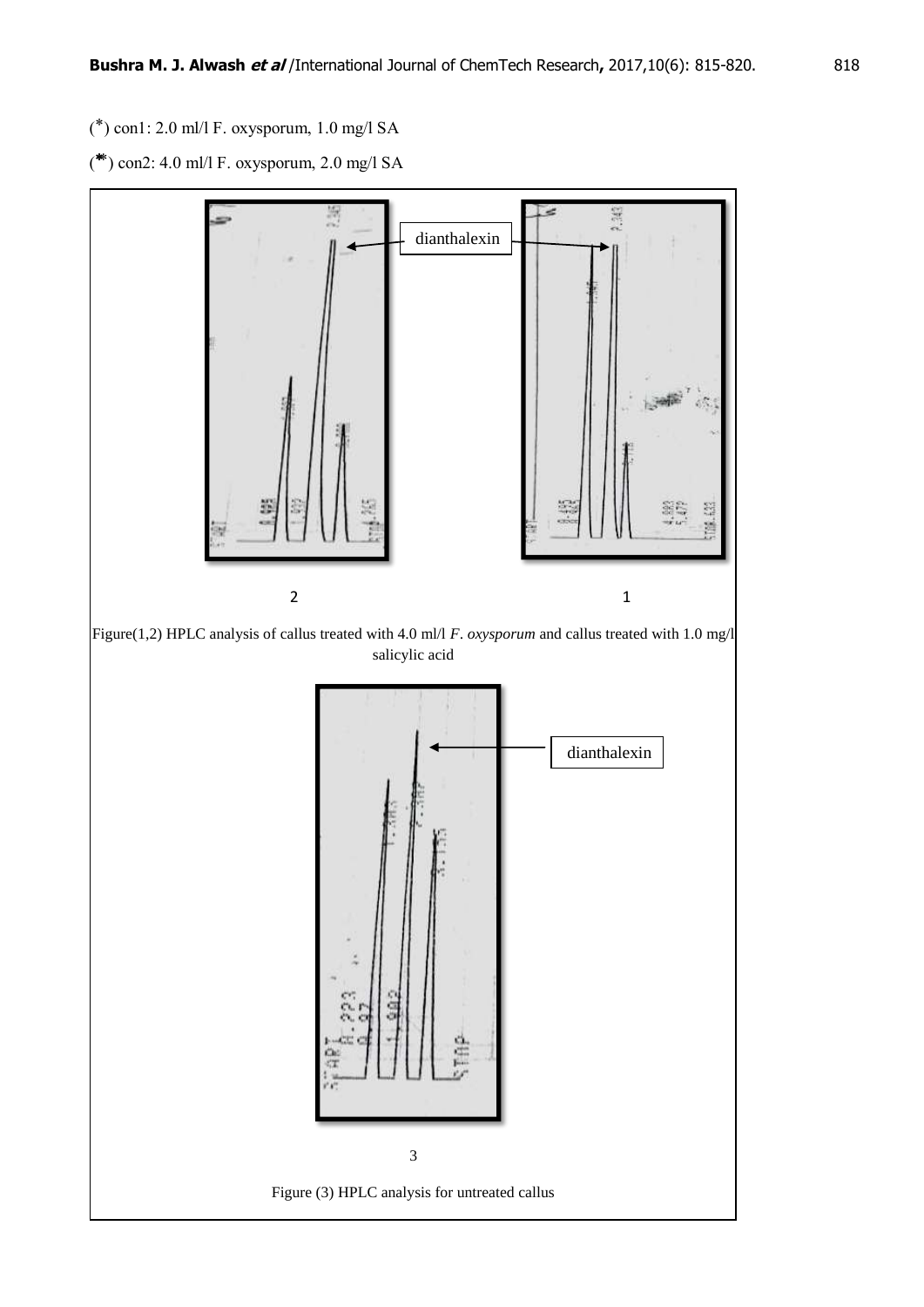(*) con1: 2.0 ml/l F. oxysporum, 1.0 mg/l SA

(**) con2: 4.0 ml/l F. oxysporum, 2.0 mg/l SA

dianthalexin

2 1

Figure(1,2) HPLC analysis of callus treated with 4.0 ml/l *F. oxysporum* and callus treated with 1.0 mg/l salicylic acid

dianthalexin

3

Figure (3) HPLC analysis for untreated callus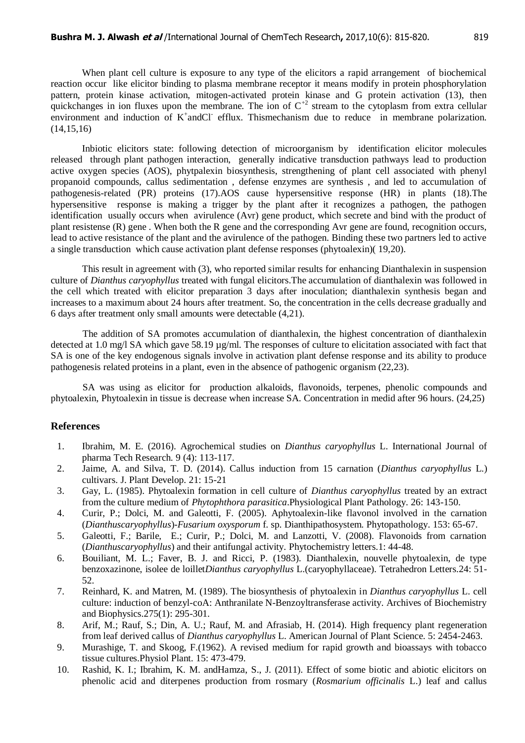When plant cell culture is exposure to any type of the elicitors a rapid arrangement of biochemical reaction occur like elicitor binding to plasma membrane receptor it means modify in protein phosphorylation pattern, protein kinase activation, mitogen-activated protein kinase and G protein activation (13), then quickchanges in ion fluxes upon the membrane. The ion of $C^{+2}$ stream to the cytoplasm from extra cellular environment and induction of $K^{+}$andCl$^{-}$ efflux. Thismechanism due to reduce in membrane polarization. (14,15,16)

Inbiotic elicitors state: following detection of microorganism by identification elicitor molecules released through plant pathogen interaction, generally indicative transduction pathways lead to production active oxygen species (AOS), phytpalexin biosynthesis, strengthening of plant cell associated with phenyl propanoid compounds, callus sedimentation , defense enzymes are synthesis , and led to accumulation of pathogenesis-related (PR) proteins (17).AOS cause hypersensitive response (HR) in plants (18).The hypersensitive response is making a trigger by the plant after it recognizes a pathogen, the pathogen identification usually occurs when avirulence (Avr) gene product, which secrete and bind with the product of plant resistense (R) gene . When both the R gene and the corresponding Avr gene are found, recognition occurs, lead to active resistance of the plant and the avirulence of the pathogen. Binding these two partners led to active a single transduction which cause activation plant defense responses (phytoalexin)( 19,20).

This result in agreement with (3), who reported similar results for enhancing Dianthalexin in suspension culture of *Dianthus caryophyllus* treated with fungal elicitors.The accumulation of dianthalexin was followed in the cell which treated with elicitor preparation 3 days after inoculation; dianthalexin synthesis began and increases to a maximum about 24 hours after treatment. So, the concentration in the cells decrease gradually and 6 days after treatment only small amounts were detectable (4,21).

The addition of SA promotes accumulation of dianthalexin, the highest concentration of dianthalexin detected at 1.0 mg/l SA which gave 58.19 µg/ml. The responses of culture to elicitation associated with fact that SA is one of the key endogenous signals involve in activation plant defense response and its ability to produce pathogenesis related proteins in a plant, even in the absence of pathogenic organism (22,23).

SA was using as elicitor for production alkaloids, flavonoids, terpenes, phenolic compounds and phytoalexin, Phytoalexin in tissue is decrease when increase SA. Concentration in medid after 96 hours. (24,25)

## References

1. Ibrahim, M. E. (2016). Agrochemical studies on *Dianthus caryophyllus* L. International Journal of pharma Tech Research. 9 (4): 113-117.
2. Jaime, A. and Silva, T. D. (2014). Callus induction from 15 carnation (*Dianthus caryophyllus* L.) cultivars. J. Plant Develop. 21: 15-21
3. Gay, L. (1985). Phytoalexin formation in cell culture of *Dianthus caryophyllus* treated by an extract from the culture medium of *Phytophthora parasitica*.Physiological Plant Pathology. 26: 143-150.
4. Curir, P.; Dolci, M. and Galeotti, F. (2005). Aphytoalexin-like flavonol involved in the carnation (*Dianthuscaryophyllus*)-*Fusarium oxysporum* f. sp. Dianthipathosystem. Phytopathology. 153: 65-67.
5. Galeotti, F.; Barile, E.; Curir, P.; Dolci, M. and Lanzotti, V. (2008). Flavonoids from carnation (*Dianthuscaryophyllus*) and their antifungal activity. Phytochemistry letters.1: 44-48.
6. Bouiliant, M. L.; Faver, B. J. and Ricci, P. (1983). Dianthalexin, nouvelle phytoalexin, de type benzoxazinone, isolee de loillet*Dianthus caryophyllus* L.(caryophyllaceae). Tetrahedron Letters.24: 51-52.
7. Reinhard, K. and Matren, M. (1989). The biosynthesis of phytoalexin in *Dianthus caryophyllus* L. cell culture: induction of benzyl-coA: Anthranilate N-Benzoyltransferase activity. Archives of Biochemistry and Biophysics.275(1): 295-301.
8. Arif, M.; Rauf, S.; Din, A. U.; Rauf, M. and Afrasiab, H. (2014). High frequency plant regeneration from leaf derived callus of *Dianthus caryophyllus* L. American Journal of Plant Science. 5: 2454-2463.
9. Murashige, T. and Skoog, F.(1962). A revised medium for rapid growth and bioassays with tobacco tissue cultures.Physiol Plant. 15: 473-479.
10. Rashid, K. I.; Ibrahim, K. M. andHamza, S., J. (2011). Effect of some biotic and abiotic elicitors on phenolic acid and diterpenes production from rosmary (*Rosmarium officinalis* L.) leaf and callus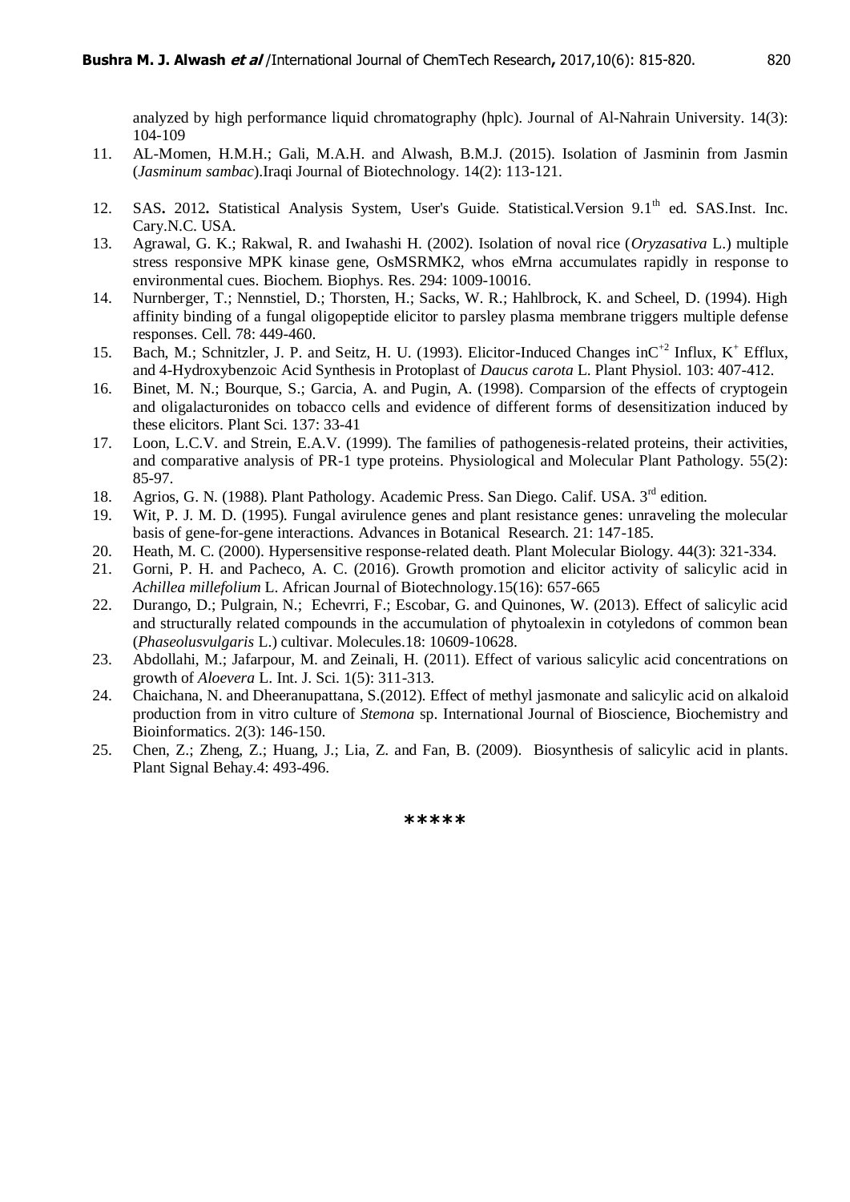analyzed by high performance liquid chromatography (hplc). Journal of Al-Nahrain University. 14(3): 104-109

11. AL-Momen, H.M.H.; Gali, M.A.H. and Alwash, B.M.J. (2015). Isolation of Jasminin from Jasmin (*Jasminum sambac*).Iraqi Journal of Biotechnology. 14(2): 113-121.
12. SAS**.** 2012**.** Statistical Analysis System, User's Guide. Statistical.Version 9.1$^{th}$ ed. SAS.Inst. Inc. Cary.N.C. USA.
13. Agrawal, G. K.; Rakwal, R. and Iwahashi H. (2002). Isolation of noval rice (*Oryzasativa* L.) multiple stress responsive MPK kinase gene, OsMSRMK2, whos eMrna accumulates rapidly in response to environmental cues. Biochem. Biophys. Res. 294: 1009-10016.
14. Nurnberger, T.; Nennstiel, D.; Thorsten, H.; Sacks, W. R.; Hahlbrock, K. and Scheel, D. (1994). High affinity binding of a fungal oligopeptide elicitor to parsley plasma membrane triggers multiple defense responses. Cell. 78: 449-460.
15. Bach, M.; Schnitzler, J. P. and Seitz, H. U. (1993). Elicitor-Induced Changes in$C^{+2}$ Influx, $K^{+}$ Efflux, and 4-Hydroxybenzoic Acid Synthesis in Protoplast of *Daucus carota* L. Plant Physiol. 103: 407-412.
16. Binet, M. N.; Bourque, S.; Garcia, A. and Pugin, A. (1998). Comparsion of the effects of cryptogein and oligalacturonides on tobacco cells and evidence of different forms of desensitization induced by these elicitors. Plant Sci. 137: 33-41
17. Loon, L.C.V. and Strein, E.A.V. (1999). The families of pathogenesis-related proteins, their activities, and comparative analysis of PR-1 type proteins. Physiological and Molecular Plant Pathology. 55(2): 85-97.
18. Agrios, G. N. (1988). Plant Pathology. Academic Press. San Diego. Calif. USA. 3$^{rd}$ edition.
19. Wit, P. J. M. D. (1995). Fungal avirulence genes and plant resistance genes: unraveling the molecular basis of gene-for-gene interactions. Advances in Botanical Research. 21: 147-185.
20. Heath, M. C. (2000). Hypersensitive response-related death. Plant Molecular Biology. 44(3): 321-334.
21. Gorni, P. H. and Pacheco, A. C. (2016). Growth promotion and elicitor activity of salicylic acid in *Achillea millefolium* L. African Journal of Biotechnology.15(16): 657-665
22. Durango, D.; Pulgrain, N.; Echevrri, F.; Escobar, G. and Quinones, W. (2013). Effect of salicylic acid and structurally related compounds in the accumulation of phytoalexin in cotyledons of common bean (*Phaseolusvulgaris* L.) cultivar. Molecules.18: 10609-10628.
23. Abdollahi, M.; Jafarpour, M. and Zeinali, H. (2011). Effect of various salicylic acid concentrations on growth of *Aloevera* L. Int. J. Sci. 1(5): 311-313.
24. Chaichana, N. and Dheeranupattana, S.(2012). Effect of methyl jasmonate and salicylic acid on alkaloid production from in vitro culture of *Stemona* sp. International Journal of Bioscience, Biochemistry and Bioinformatics. 2(3): 146-150.
25. Chen, Z.; Zheng, Z.; Huang, J.; Lia, Z. and Fan, B. (2009). Biosynthesis of salicylic acid in plants. Plant Signal Behay.4: 493-496.

*****